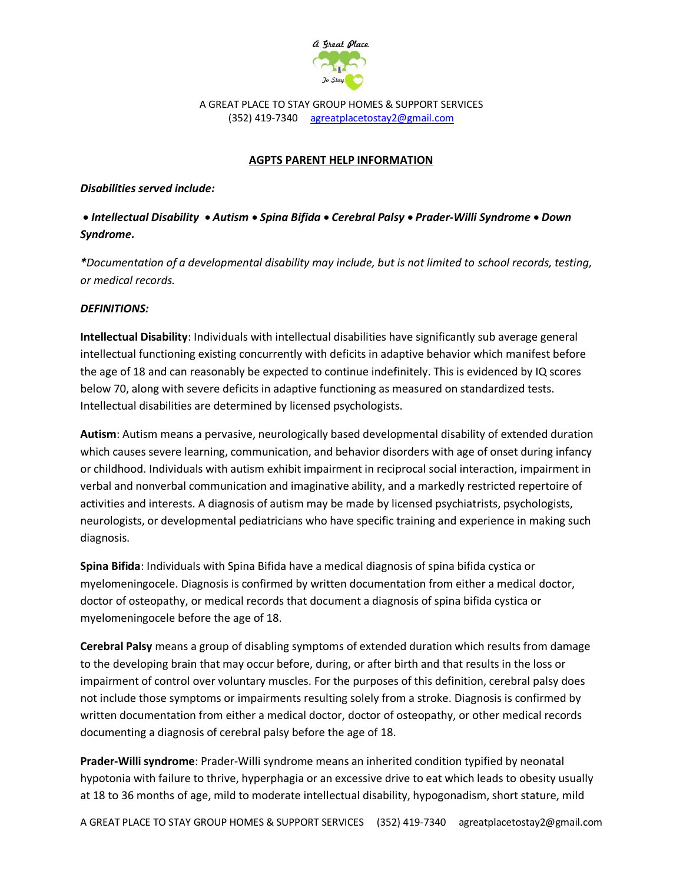A GREAT PLACE TO STAY GROUP HOMES & SUPPORT SERVICES
(352) 419-7340 agreatplacetostay2@gmail.com

## AGPTS PARENT HELP INFORMATION

***Disabilities served include:***

***• Intellectual Disability • Autism • Spina Bifida • Cerebral Palsy • Prader-Willi Syndrome • Down Syndrome.***

**Documentation of a developmental disability may include, but is not limited to school records, testing, or medical records.*

***DEFINITIONS:***

**Intellectual Disability**: Individuals with intellectual disabilities have significantly sub average general intellectual functioning existing concurrently with deficits in adaptive behavior which manifest before the age of 18 and can reasonably be expected to continue indefinitely. This is evidenced by IQ scores below 70, along with severe deficits in adaptive functioning as measured on standardized tests. Intellectual disabilities are determined by licensed psychologists.

**Autism**: Autism means a pervasive, neurologically based developmental disability of extended duration which causes severe learning, communication, and behavior disorders with age of onset during infancy or childhood. Individuals with autism exhibit impairment in reciprocal social interaction, impairment in verbal and nonverbal communication and imaginative ability, and a markedly restricted repertoire of activities and interests. A diagnosis of autism may be made by licensed psychiatrists, psychologists, neurologists, or developmental pediatricians who have specific training and experience in making such diagnosis.

**Spina Bifida**: Individuals with Spina Bifida have a medical diagnosis of spina bifida cystica or myelomeningocele. Diagnosis is confirmed by written documentation from either a medical doctor, doctor of osteopathy, or medical records that document a diagnosis of spina bifida cystica or myelomeningocele before the age of 18.

**Cerebral Palsy** means a group of disabling symptoms of extended duration which results from damage to the developing brain that may occur before, during, or after birth and that results in the loss or impairment of control over voluntary muscles. For the purposes of this definition, cerebral palsy does not include those symptoms or impairments resulting solely from a stroke. Diagnosis is confirmed by written documentation from either a medical doctor, doctor of osteopathy, or other medical records documenting a diagnosis of cerebral palsy before the age of 18.

**Prader-Willi syndrome**: Prader-Willi syndrome means an inherited condition typified by neonatal hypotonia with failure to thrive, hyperphagia or an excessive drive to eat which leads to obesity usually at 18 to 36 months of age, mild to moderate intellectual disability, hypogonadism, short stature, mild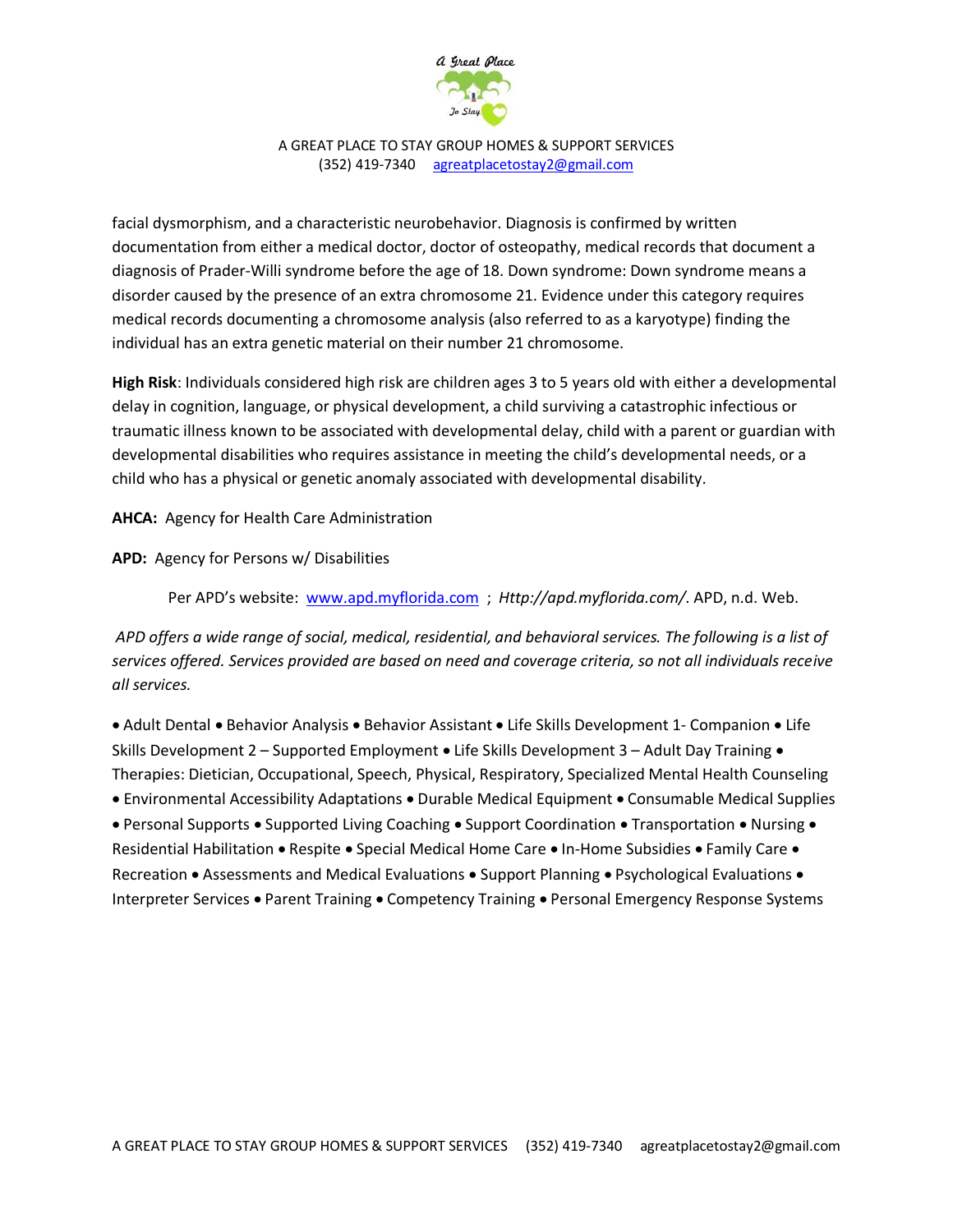facial dysmorphism, and a characteristic neurobehavior. Diagnosis is confirmed by written documentation from either a medical doctor, doctor of osteopathy, medical records that document a diagnosis of Prader-Willi syndrome before the age of 18. Down syndrome: Down syndrome means a disorder caused by the presence of an extra chromosome 21. Evidence under this category requires medical records documenting a chromosome analysis (also referred to as a karyotype) finding the individual has an extra genetic material on their number 21 chromosome.

**High Risk**: Individuals considered high risk are children ages 3 to 5 years old with either a developmental delay in cognition, language, or physical development, a child surviving a catastrophic infectious or traumatic illness known to be associated with developmental delay, child with a parent or guardian with developmental disabilities who requires assistance in meeting the child's developmental needs, or a child who has a physical or genetic anomaly associated with developmental disability.

**AHCA:** Agency for Health Care Administration

**APD:** Agency for Persons w/ Disabilities

Per APD's website: www.apd.myflorida.com ; *Http://apd.myflorida.com/*. APD, n.d. Web.

*APD offers a wide range of social, medical, residential, and behavioral services. The following is a list of services offered. Services provided are based on need and coverage criteria, so not all individuals receive all services.*

• Adult Dental • Behavior Analysis • Behavior Assistant • Life Skills Development 1- Companion • Life Skills Development 2 – Supported Employment • Life Skills Development 3 – Adult Day Training • Therapies: Dietician, Occupational, Speech, Physical, Respiratory, Specialized Mental Health Counseling • Environmental Accessibility Adaptations • Durable Medical Equipment • Consumable Medical Supplies • Personal Supports • Supported Living Coaching • Support Coordination • Transportation • Nursing • Residential Habilitation • Respite • Special Medical Home Care • In-Home Subsidies • Family Care • Recreation • Assessments and Medical Evaluations • Support Planning • Psychological Evaluations • Interpreter Services • Parent Training • Competency Training • Personal Emergency Response Systems